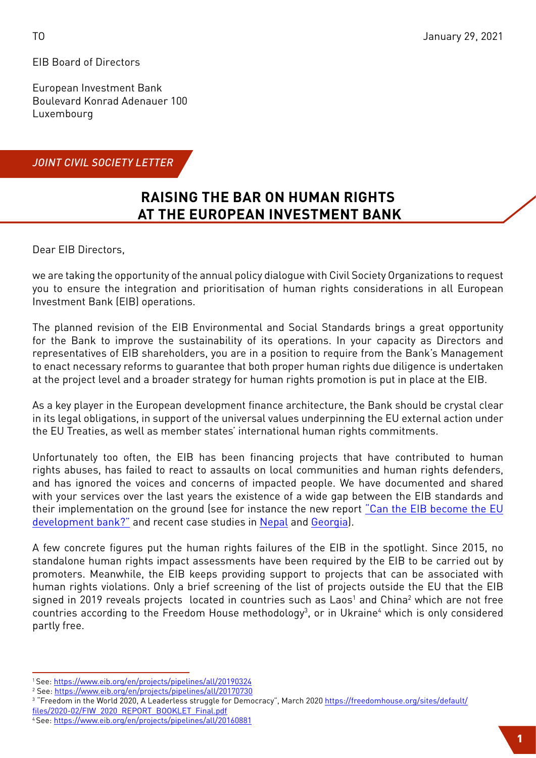TO

January 29, 2021

EIB Board of Directors

European Investment Bank
Boulevard Konrad Adenauer 100
Luxembourg

*JOINT CIVIL SOCIETY LETTER*

# RAISING THE BAR ON HUMAN RIGHTS AT THE EUROPEAN INVESTMENT BANK

Dear EIB Directors,

we are taking the opportunity of the annual policy dialogue with Civil Society Organizations to request you to ensure the integration and prioritisation of human rights considerations in all European Investment Bank (EIB) operations.

The planned revision of the EIB Environmental and Social Standards brings a great opportunity for the Bank to improve the sustainability of its operations. In your capacity as Directors and representatives of EIB shareholders, you are in a position to require from the Bank's Management to enact necessary reforms to guarantee that both proper human rights due diligence is undertaken at the project level and a broader strategy for human rights promotion is put in place at the EIB.

As a key player in the European development finance architecture, the Bank should be crystal clear in its legal obligations, in support of the universal values underpinning the EU external action under the EU Treaties, as well as member states' international human rights commitments.

Unfortunately too often, the EIB has been financing projects that have contributed to human rights abuses, has failed to react to assaults on local communities and human rights defenders, and has ignored the voices and concerns of impacted people. We have documented and shared with your services over the last years the existence of a wide gap between the EIB standards and their implementation on the ground (see for instance the new report "Can the EIB become the EU development bank?" and recent case studies in Nepal and Georgia).

A few concrete figures put the human rights failures of the EIB in the spotlight. Since 2015, no standalone human rights impact assessments have been required by the EIB to be carried out by promoters. Meanwhile, the EIB keeps providing support to projects that can be associated with human rights violations. Only a brief screening of the list of projects outside the EU that the EIB signed in 2019 reveals projects located in countries such as Laos[1] and China[2] which are not free countries according to the Freedom House methodology[3], or in Ukraine[4] which is only considered partly free.

[1] See: https://www.eib.org/en/projects/pipelines/all/20190324

[2] See: https://www.eib.org/en/projects/pipelines/all/20170730

[3] "Freedom in the World 2020, A Leaderless struggle for Democracy", March 2020 https://freedomhouse.org/sites/default/files/2020-02/FIW_2020_REPORT_BOOKLET_Final.pdf

[4] See: https://www.eib.org/en/projects/pipelines/all/20160881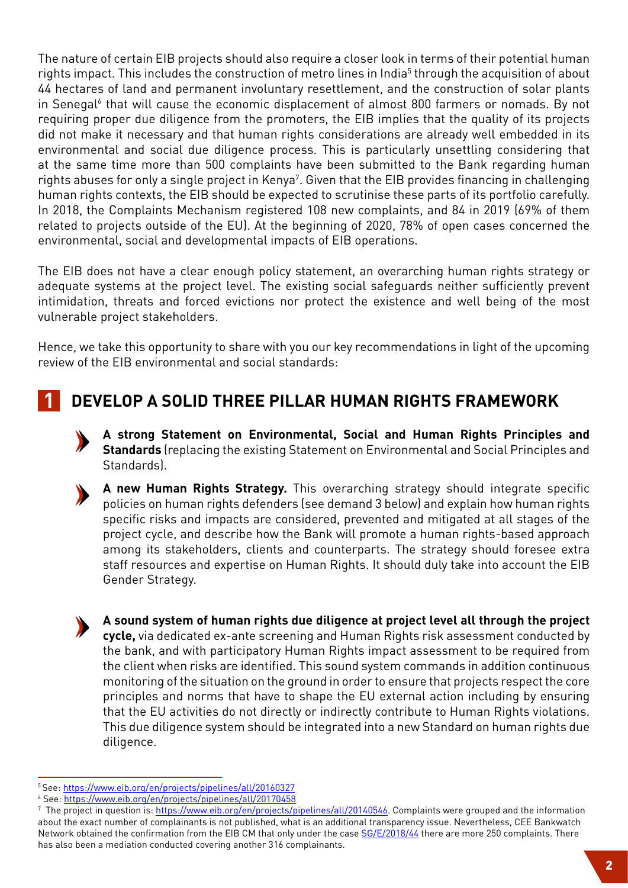The nature of certain EIB projects should also require a closer look in terms of their potential human rights impact. This includes the construction of metro lines in India[5] through the acquisition of about 44 hectares of land and permanent involuntary resettlement, and the construction of solar plants in Senegal[6] that will cause the economic displacement of almost 800 farmers or nomads. By not requiring proper due diligence from the promoters, the EIB implies that the quality of its projects did not make it necessary and that human rights considerations are already well embedded in its environmental and social due diligence process. This is particularly unsettling considering that at the same time more than 500 complaints have been submitted to the Bank regarding human rights abuses for only a single project in Kenya[7]. Given that the EIB provides financing in challenging human rights contexts, the EIB should be expected to scrutinise these parts of its portfolio carefully. In 2018, the Complaints Mechanism registered 108 new complaints, and 84 in 2019 (69% of them related to projects outside of the EU). At the beginning of 2020, 78% of open cases concerned the environmental, social and developmental impacts of EIB operations.

The EIB does not have a clear enough policy statement, an overarching human rights strategy or adequate systems at the project level. The existing social safeguards neither sufficiently prevent intimidation, threats and forced evictions nor protect the existence and well being of the most vulnerable project stakeholders.

Hence, we take this opportunity to share with you our key recommendations in light of the upcoming review of the EIB environmental and social standards:

## 1 DEVELOP A SOLID THREE PILLAR HUMAN RIGHTS FRAMEWORK

- **A strong Statement on Environmental, Social and Human Rights Principles and Standards** (replacing the existing Statement on Environmental and Social Principles and Standards).

- **A new Human Rights Strategy.** This overarching strategy should integrate specific policies on human rights defenders (see demand 3 below) and explain how human rights specific risks and impacts are considered, prevented and mitigated at all stages of the project cycle, and describe how the Bank will promote a human rights-based approach among its stakeholders, clients and counterparts. The strategy should foresee extra staff resources and expertise on Human Rights. It should duly take into account the EIB Gender Strategy.

- **A sound system of human rights due diligence at project level all through the project cycle,** via dedicated ex-ante screening and Human Rights risk assessment conducted by the bank, and with participatory Human Rights impact assessment to be required from the client when risks are identified. This sound system commands in addition continuous monitoring of the situation on the ground in order to ensure that projects respect the core principles and norms that have to shape the EU external action including by ensuring that the EU activities do not directly or indirectly contribute to Human Rights violations. This due diligence system should be integrated into a new Standard on human rights due diligence.

---

[5] See: https://www.eib.org/en/projects/pipelines/all/20160327

[6] See: https://www.eib.org/en/projects/pipelines/all/20170458

[7] The project in question is: https://www.eib.org/en/projects/pipelines/all/20140546. Complaints were grouped and the information about the exact number of complainants is not published, what is an additional transparency issue. Nevertheless, CEE Bankwatch Network obtained the confirmation from the EIB CM that only under the case SG/E/2018/44 there are more 250 complaints. There has also been a mediation conducted covering another 316 complainants.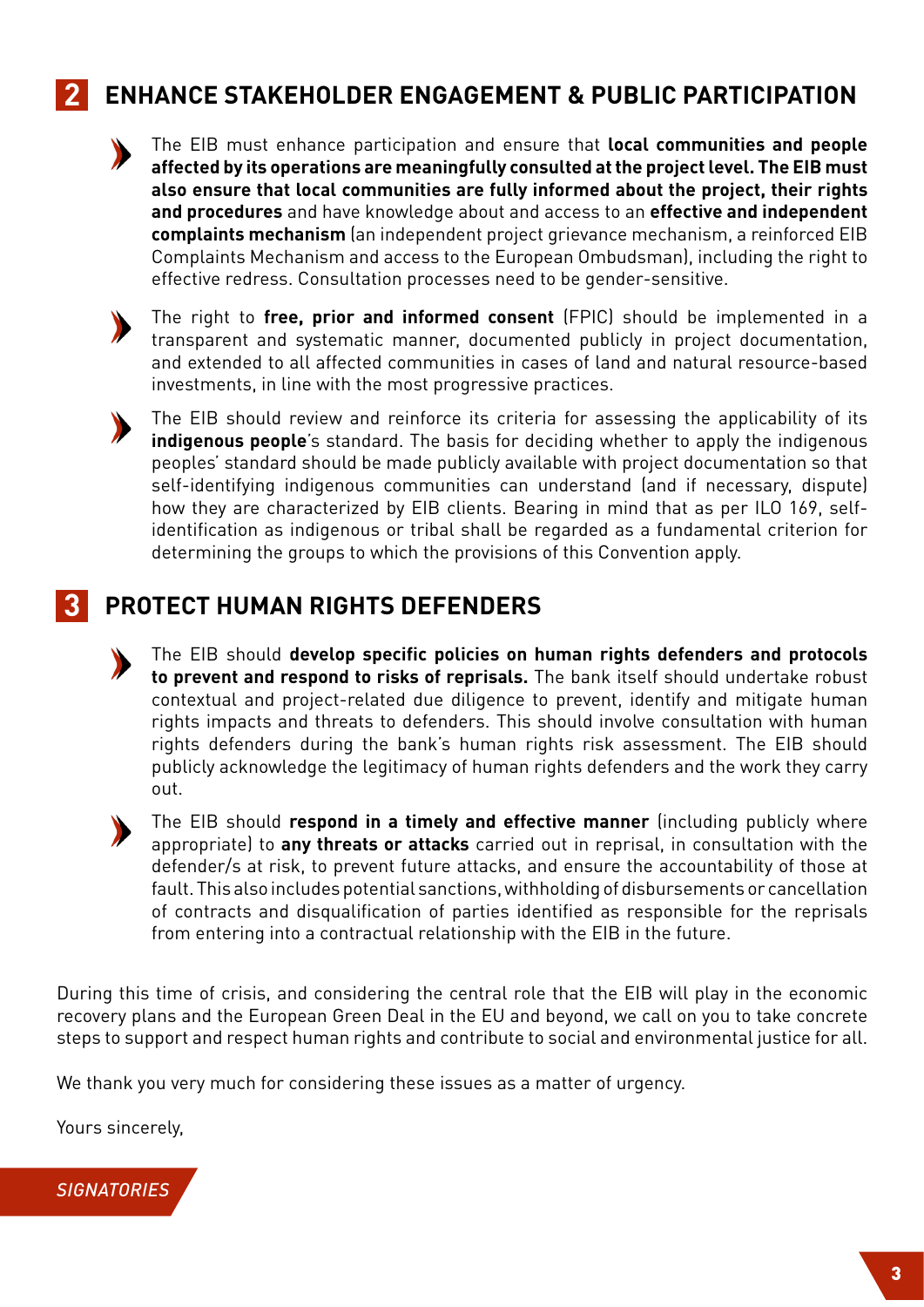## 2 ENHANCE STAKEHOLDER ENGAGEMENT & PUBLIC PARTICIPATION

- The EIB must enhance participation and ensure that **local communities and people affected by its operations are meaningfully consulted at the project level. The EIB must also ensure that local communities are fully informed about the project, their rights and procedures** and have knowledge about and access to an **effective and independent complaints mechanism** (an independent project grievance mechanism, a reinforced EIB Complaints Mechanism and access to the European Ombudsman), including the right to effective redress. Consultation processes need to be gender-sensitive.

- The right to **free, prior and informed consent** (FPIC) should be implemented in a transparent and systematic manner, documented publicly in project documentation, and extended to all affected communities in cases of land and natural resource-based investments, in line with the most progressive practices.

- The EIB should review and reinforce its criteria for assessing the applicability of its **indigenous people**'s standard. The basis for deciding whether to apply the indigenous peoples' standard should be made publicly available with project documentation so that self-identifying indigenous communities can understand (and if necessary, dispute) how they are characterized by EIB clients. Bearing in mind that as per ILO 169, self-identification as indigenous or tribal shall be regarded as a fundamental criterion for determining the groups to which the provisions of this Convention apply.

## 3 PROTECT HUMAN RIGHTS DEFENDERS

- The EIB should **develop specific policies on human rights defenders and protocols to prevent and respond to risks of reprisals.** The bank itself should undertake robust contextual and project-related due diligence to prevent, identify and mitigate human rights impacts and threats to defenders. This should involve consultation with human rights defenders during the bank's human rights risk assessment. The EIB should publicly acknowledge the legitimacy of human rights defenders and the work they carry out.

- The EIB should **respond in a timely and effective manner** (including publicly where appropriate) to **any threats or attacks** carried out in reprisal, in consultation with the defender/s at risk, to prevent future attacks, and ensure the accountability of those at fault. This also includes potential sanctions, withholding of disbursements or cancellation of contracts and disqualification of parties identified as responsible for the reprisals from entering into a contractual relationship with the EIB in the future.

During this time of crisis, and considering the central role that the EIB will play in the economic recovery plans and the European Green Deal in the EU and beyond, we call on you to take concrete steps to support and respect human rights and contribute to social and environmental justice for all.

We thank you very much for considering these issues as a matter of urgency.

Yours sincerely,

*SIGNATORIES*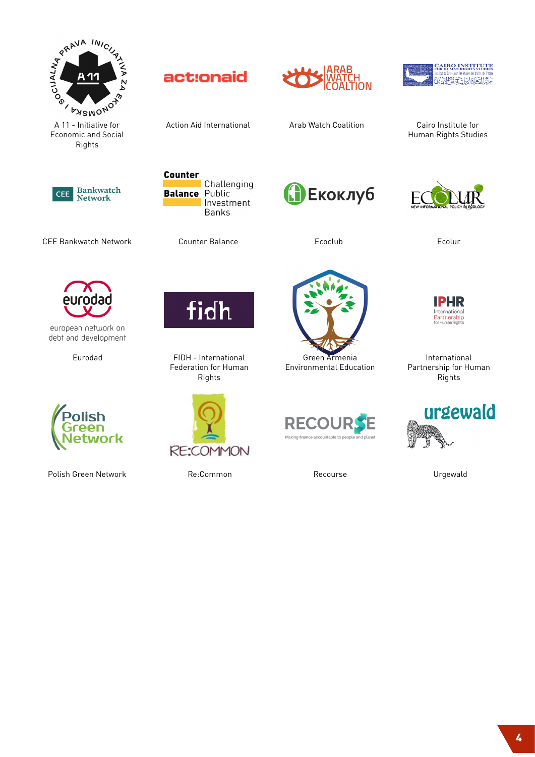A 11 - Initiative for Economic and Social Rights

Action Aid International

Arab Watch Coalition

Cairo Institute for Human Rights Studies

CEE Bankwatch Network

Counter Balance

Ecoclub

Ecolur

Eurodad

FIDH - International Federation for Human Rights

Green Armenia Environmental Education

International Partnership for Human Rights

Polish Green Network

Re:Common

Recourse

Urgewald